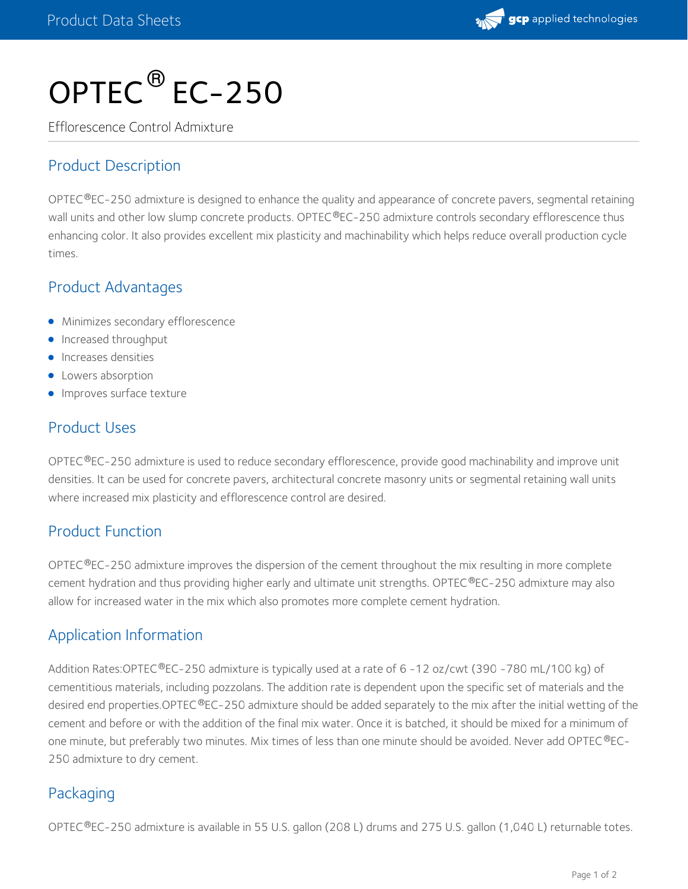# OPTEC® EC-250

Efflorescence Control Admixture

## Product Description

OPTEC®EC-250 admixture is designed to enhance the quality and appearance of concrete pavers, segmental retaining wall units and other low slump concrete products. OPTEC®EC-250 admixture controls secondary efflorescence thus enhancing color. It also provides excellent mix plasticity and machinability which helps reduce overall production cycle times.

## Product Advantages

- Minimizes secondary efflorescence
- Increased throughput
- Increases densities
- Lowers absorption
- Improves surface texture

## Product Uses

OPTEC®EC-250 admixture is used to reduce secondary efflorescence, provide good machinability and improve unit densities. It can be used for concrete pavers, architectural concrete masonry units or segmental retaining wall units where increased mix plasticity and efflorescence control are desired.

## Product Function

OPTEC®EC-250 admixture improves the dispersion of the cement throughout the mix resulting in more complete cement hydration and thus providing higher early and ultimate unit strengths. OPTEC®EC-250 admixture may also allow for increased water in the mix which also promotes more complete cement hydration.

## Application Information

Addition Rates:OPTEC®EC-250 admixture is typically used at a rate of 6 -12 oz/cwt (390 -780 mL/100 kg) of cementitious materials, including pozzolans. The addition rate is dependent upon the specific set of materials and the desired end properties.OPTEC®EC-250 admixture should be added separately to the mix after the initial wetting of the cement and before or with the addition of the final mix water. Once it is batched, it should be mixed for a minimum of one minute, but preferably two minutes. Mix times of less than one minute should be avoided. Never add OPTEC®EC-250 admixture to dry cement.

## Packaging

OPTEC®EC-250 admixture is available in 55 U.S. gallon (208 L) drums and 275 U.S. gallon (1,040 L) returnable totes.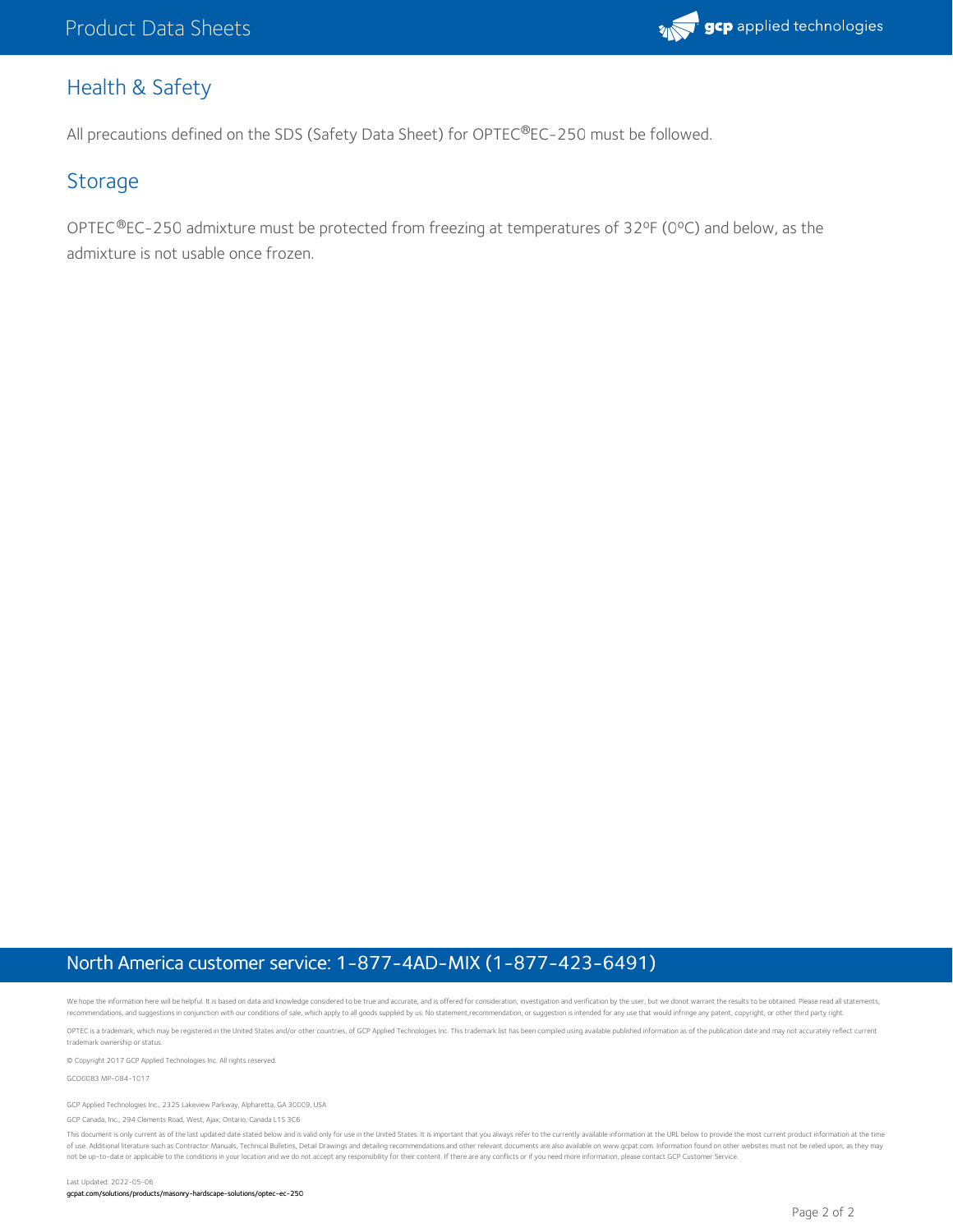## Health & Safety

All precautions defined on the SDS (Safety Data Sheet) for OPTEC®EC-250 must be followed.

## Storage

OPTEC®EC-250 admixture must be protected from freezing at temperatures of 32ºF (0ºC) and below, as the admixture is not usable once frozen.

## North America customer service: 1-877-4AD-MIX (1-877-423-6491)

We hope the information here will be helpful. It is based on data and knowledge considered to be true and accurate, and is offered for consideration, investigation and verification by the user, but we donot warrant the results to be obtained. Please read all statements, recommendations, and suggestions in conjunction with our conditions of sale, which apply to all goods supplied by us. No statement,recommendation, or suggestion is intended for any use that would infringe any patent, copyright, or other third party right.

OPTEC is a trademark, which may be registered in the United States and/or other countries, of GCP Applied Technologies Inc. This trademark list has been compiled using available published information as of the publication date and may not accurately reflect current trademark ownership or status.

© Copyright 2017 GCP Applied Technologies Inc. All rights reserved.

GCO0083 MP-084-1017

GCP Applied Technologies Inc., 2325 Lakeview Parkway, Alpharetta, GA 30009, USA

GCP Canada, Inc., 294 Clements Road, West, Ajax, Ontario, Canada L1S 3C6

This document is only current as of the last updated date stated below and is valid only for use in the United States. It is important that you always refer to the currently available information at the URL below to provide the most current product information at the time of use. Additional literature such as Contractor Manuals, Technical Bulletins, Detail Drawings and detailing recommendations and other relevant documents are also available on www.gcpat.com. Information found on other websites must not be relied upon, as they may not be up-to-date or applicable to the conditions in your location and we do not accept any responsibility for their content. If there are any conflicts or if you need more information, please contact GCP Customer Service.

Last Updated: 2022-05-06

gcpat.com/solutions/products/masonry-hardscape-solutions/optec-ec-250